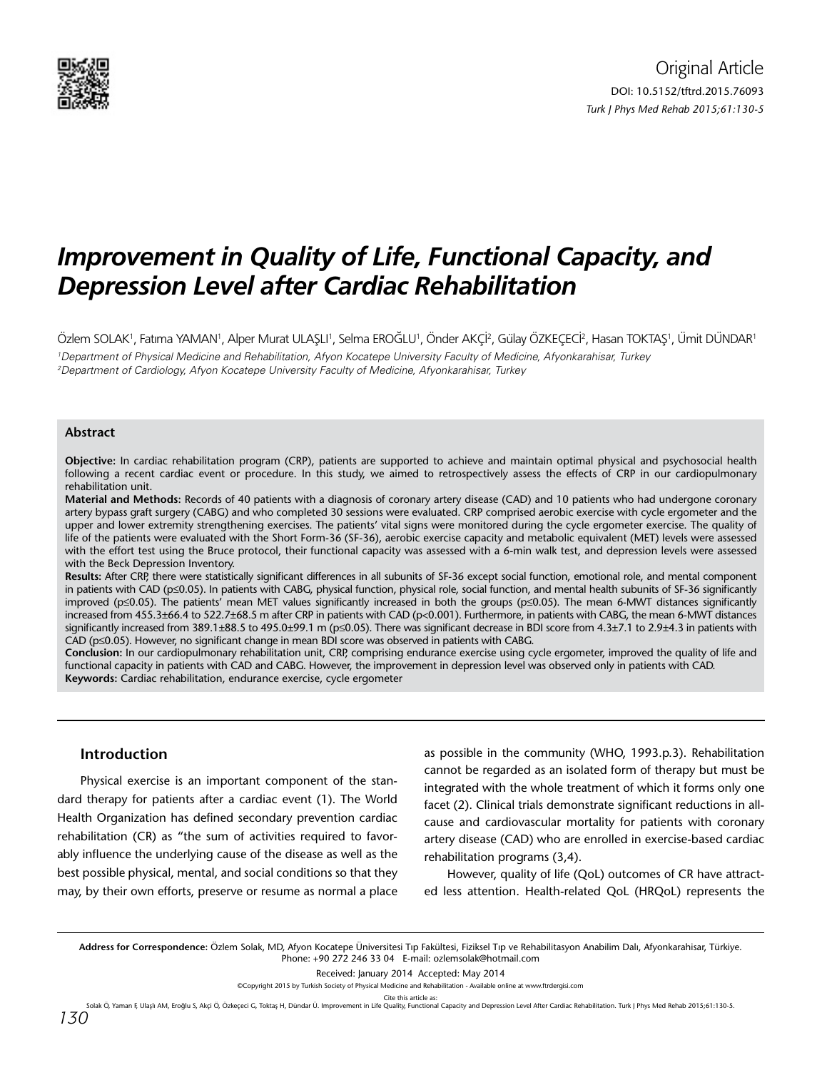Original Article

DOI: 10.5152/tftrd.2015.76093

# Improvement in Quality of Life, Functional Capacity, and Depression Level after Cardiac Rehabilitation

Özlem SOLAK[1], Fatıma YAMAN[1], Alper Murat ULAŞLI[1], Selma EROĞLU[1], Önder AKÇİ[2], Gülay ÖZKEÇECİ[2], Hasan TOKTAŞ[1], Ümit DÜNDAR[1]

[1]Department of Physical Medicine and Rehabilitation, Afyon Kocatepe University Faculty of Medicine, Afyonkarahisar, Turkey
[2]Department of Cardiology, Afyon Kocatepe University Faculty of Medicine, Afyonkarahisar, Turkey

### Abstract

**Objective:** In cardiac rehabilitation program (CRP), patients are supported to achieve and maintain optimal physical and psychosocial health following a recent cardiac event or procedure. In this study, we aimed to retrospectively assess the effects of CRP in our cardiopulmonary rehabilitation unit.

**Material and Methods:** Records of 40 patients with a diagnosis of coronary artery disease (CAD) and 10 patients who had undergone coronary artery bypass graft surgery (CABG) and who completed 30 sessions were evaluated. CRP comprised aerobic exercise with cycle ergometer and the upper and lower extremity strengthening exercises. The patients' vital signs were monitored during the cycle ergometer exercise. The quality of life of the patients were evaluated with the Short Form-36 (SF-36), aerobic exercise capacity and metabolic equivalent (MET) levels were assessed with the effort test using the Bruce protocol, their functional capacity was assessed with a 6-min walk test, and depression levels were assessed with the Beck Depression Inventory.

**Results:** After CRP, there were statistically significant differences in all subunits of SF-36 except social function, emotional role, and mental component in patients with CAD ($p \leq 0.05$). In patients with CABG, physical function, physical role, social function, and mental health subunits of SF-36 significantly improved ($p \leq 0.05$). The patients' mean MET values significantly increased in both the groups ($p \leq 0.05$). The mean 6-MWT distances significantly increased from 455.3±66.4 to 522.7±68.5 m after CRP in patients with CAD ($p < 0.001$). Furthermore, in patients with CABG, the mean 6-MWT distances significantly increased from 389.1±88.5 to 495.0±99.1 m ($p \leq 0.05$). There was significant decrease in BDI score from 4.3±7.1 to 2.9±4.3 in patients with CAD ($p \leq 0.05$). However, no significant change in mean BDI score was observed in patients with CABG.

**Conclusion:** In our cardiopulmonary rehabilitation unit, CRP, comprising endurance exercise using cycle ergometer, improved the quality of life and functional capacity in patients with CAD and CABG. However, the improvement in depression level was observed only in patients with CAD.

**Keywords:** Cardiac rehabilitation, endurance exercise, cycle ergometer

## Introduction

Physical exercise is an important component of the standard therapy for patients after a cardiac event (1). The World Health Organization has defined secondary prevention cardiac rehabilitation (CR) as "the sum of activities required to favorably influence the underlying cause of the disease as well as the best possible physical, mental, and social conditions so that they may, by their own efforts, preserve or resume as normal a place as possible in the community (WHO, 1993.p.3). Rehabilitation cannot be regarded as an isolated form of therapy but must be integrated with the whole treatment of which it forms only one facet (2). Clinical trials demonstrate significant reductions in all-cause and cardiovascular mortality for patients with coronary artery disease (CAD) who are enrolled in exercise-based cardiac rehabilitation programs (3,4).

However, quality of life (QoL) outcomes of CR have attracted less attention. Health-related QoL (HRQoL) represents the

**Address for Correspondence:** Özlem Solak, MD, Afyon Kocatepe Üniversitesi Tıp Fakültesi, Fiziksel Tıp ve Rehabilitasyon Anabilim Dalı, Afyonkarahisar, Türkiye. Phone: +90 272 246 33 04 E-mail: ozlemsolak@hotmail.com

Received: January 2014 Accepted: May 2014

©Copyright 2015 by Turkish Society of Physical Medicine and Rehabilitation - Available online at www.ftrdergisi.com

Cite this article as:
Solak Ö, Yaman F, Ulaşlı AM, Eroğlu S, Akçi Ö, Özkeçeci G, Toktaş H, Dündar Ü. Improvement in Life Quality, Functional Capacity and Depression Level After Cardiac Rehabilitation. Turk J Phys Med Rehab 2015;61:130-5.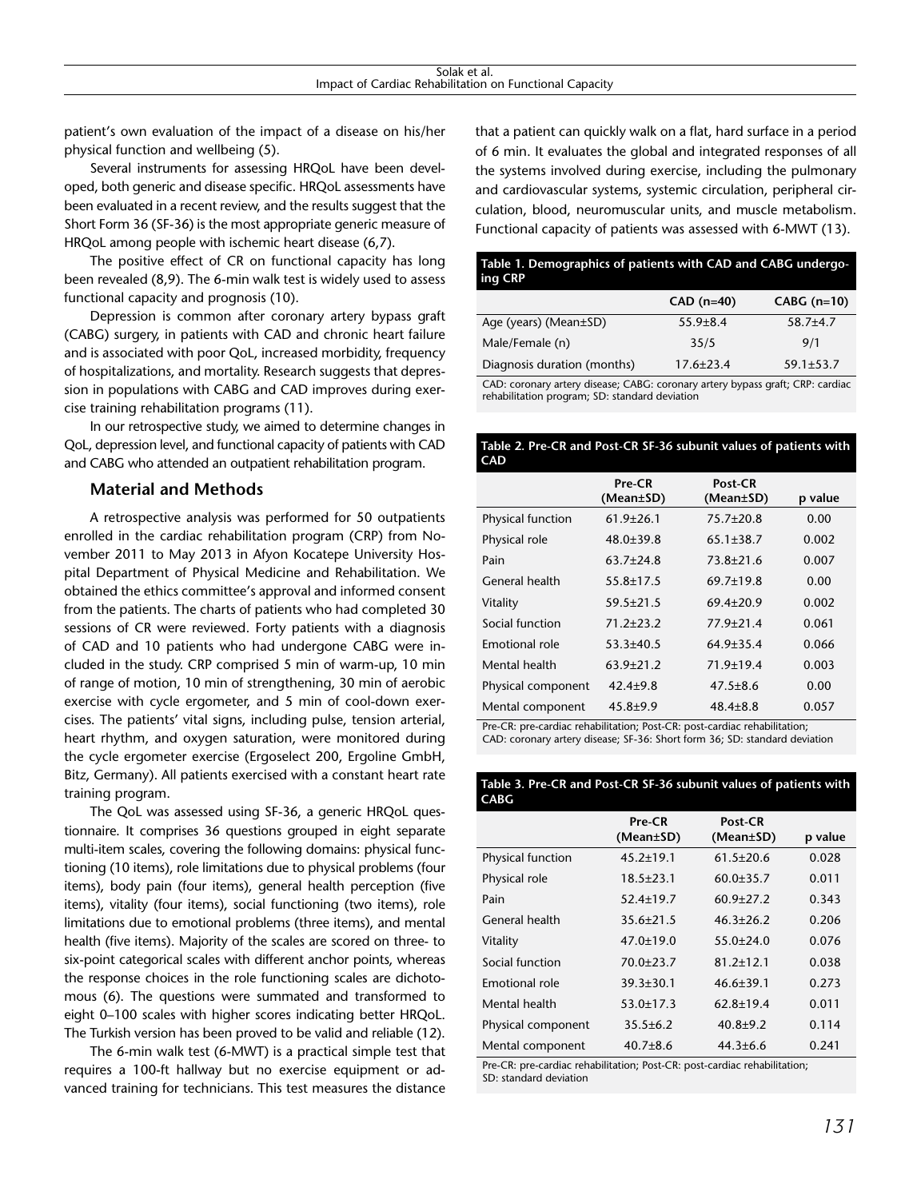patient's own evaluation of the impact of a disease on his/her physical function and wellbeing (5).

Several instruments for assessing HRQoL have been developed, both generic and disease specific. HRQoL assessments have been evaluated in a recent review, and the results suggest that the Short Form 36 (SF-36) is the most appropriate generic measure of HRQoL among people with ischemic heart disease (6,7).

The positive effect of CR on functional capacity has long been revealed (8,9). The 6-min walk test is widely used to assess functional capacity and prognosis (10).

Depression is common after coronary artery bypass graft (CABG) surgery, in patients with CAD and chronic heart failure and is associated with poor QoL, increased morbidity, frequency of hospitalizations, and mortality. Research suggests that depression in populations with CABG and CAD improves during exercise training rehabilitation programs (11).

In our retrospective study, we aimed to determine changes in QoL, depression level, and functional capacity of patients with CAD and CABG who attended an outpatient rehabilitation program.

## Material and Methods

A retrospective analysis was performed for 50 outpatients enrolled in the cardiac rehabilitation program (CRP) from November 2011 to May 2013 in Afyon Kocatepe University Hospital Department of Physical Medicine and Rehabilitation. We obtained the ethics committee's approval and informed consent from the patients. The charts of patients who had completed 30 sessions of CR were reviewed. Forty patients with a diagnosis of CAD and 10 patients who had undergone CABG were included in the study. CRP comprised 5 min of warm-up, 10 min of range of motion, 10 min of strengthening, 30 min of aerobic exercise with cycle ergometer, and 5 min of cool-down exercises. The patients' vital signs, including pulse, tension arterial, heart rhythm, and oxygen saturation, were monitored during the cycle ergometer exercise (Ergoselect 200, Ergoline GmbH, Bitz, Germany). All patients exercised with a constant heart rate training program.

The QoL was assessed using SF-36, a generic HRQoL questionnaire. It comprises 36 questions grouped in eight separate multi-item scales, covering the following domains: physical functioning (10 items), role limitations due to physical problems (four items), body pain (four items), general health perception (five items), vitality (four items), social functioning (two items), role limitations due to emotional problems (three items), and mental health (five items). Majority of the scales are scored on three- to six-point categorical scales with different anchor points, whereas the response choices in the role functioning scales are dichotomous (6). The questions were summated and transformed to eight 0–100 scales with higher scores indicating better HRQoL. The Turkish version has been proved to be valid and reliable (12).

The 6-min walk test (6-MWT) is a practical simple test that requires a 100-ft hallway but no exercise equipment or advanced training for technicians. This test measures the distance that a patient can quickly walk on a flat, hard surface in a period of 6 min. It evaluates the global and integrated responses of all the systems involved during exercise, including the pulmonary and cardiovascular systems, systemic circulation, peripheral circulation, blood, neuromuscular units, and muscle metabolism. Functional capacity of patients was assessed with 6-MWT (13).

**Table 1. Demographics of patients with CAD and CABG undergoing CRP**

| | CAD (n=40) | CABG (n=10) |
|---|---|---|
| Age (years) (Mean±SD) | 55.9±8.4 | 58.7±4.7 |
| Male/Female (n) | 35/5 | 9/1 |
| Diagnosis duration (months) | 17.6±23.4 | 59.1±53.7 |

CAD: coronary artery disease; CABG: coronary artery bypass graft; CRP: cardiac rehabilitation program; SD: standard deviation

**Table 2. Pre-CR and Post-CR SF-36 subunit values of patients with CAD**

| | Pre-CR (Mean±SD) | Post-CR (Mean±SD) | p value |
|---|---|---|---|
| Physical function | 61.9±26.1 | 75.7±20.8 | 0.00 |
| Physical role | 48.0±39.8 | 65.1±38.7 | 0.002 |
| Pain | 63.7±24.8 | 73.8±21.6 | 0.007 |
| General health | 55.8±17.5 | 69.7±19.8 | 0.00 |
| Vitality | 59.5±21.5 | 69.4±20.9 | 0.002 |
| Social function | 71.2±23.2 | 77.9±21.4 | 0.061 |
| Emotional role | 53.3±40.5 | 64.9±35.4 | 0.066 |
| Mental health | 63.9±21.2 | 71.9±19.4 | 0.003 |
| Physical component | 42.4±9.8 | 47.5±8.6 | 0.00 |
| Mental component | 45.8±9.9 | 48.4±8.8 | 0.057 |

Pre-CR: pre-cardiac rehabilitation; Post-CR: post-cardiac rehabilitation; CAD: coronary artery disease; SF-36: Short form 36; SD: standard deviation

**Table 3. Pre-CR and Post-CR SF-36 subunit values of patients with CABG**

| | Pre-CR (Mean±SD) | Post-CR (Mean±SD) | p value |
|---|---|---|---|
| Physical function | 45.2±19.1 | 61.5±20.6 | 0.028 |
| Physical role | 18.5±23.1 | 60.0±35.7 | 0.011 |
| Pain | 52.4±19.7 | 60.9±27.2 | 0.343 |
| General health | 35.6±21.5 | 46.3±26.2 | 0.206 |
| Vitality | 47.0±19.0 | 55.0±24.0 | 0.076 |
| Social function | 70.0±23.7 | 81.2±12.1 | 0.038 |
| Emotional role | 39.3±30.1 | 46.6±39.1 | 0.273 |
| Mental health | 53.0±17.3 | 62.8±19.4 | 0.011 |
| Physical component | 35.5±6.2 | 40.8±9.2 | 0.114 |
| Mental component | 40.7±8.6 | 44.3±6.6 | 0.241 |

Pre-CR: pre-cardiac rehabilitation; Post-CR: post-cardiac rehabilitation; SD: standard deviation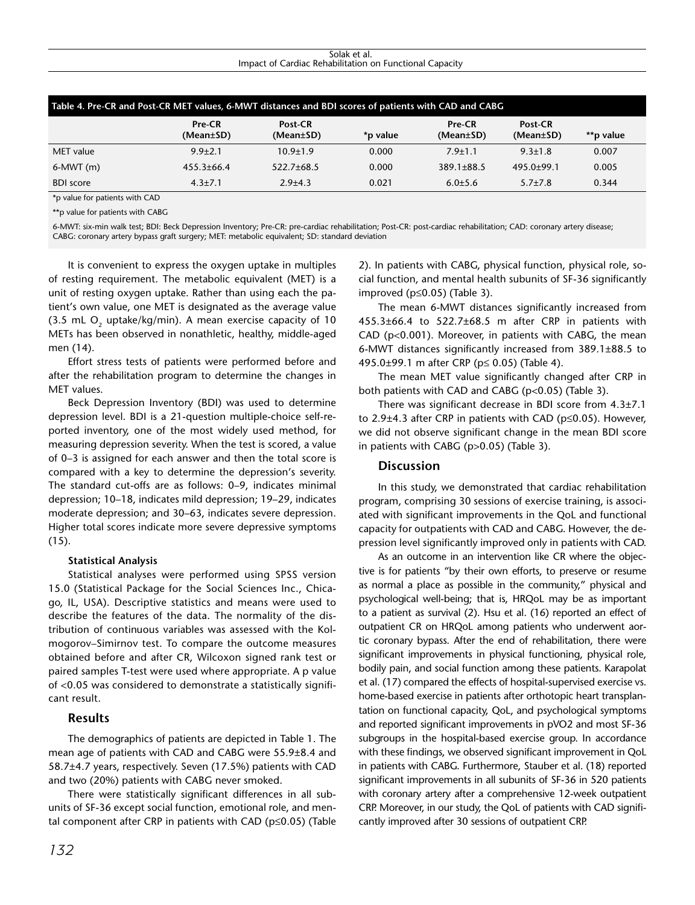**Table 4. Pre-CR and Post-CR MET values, 6-MWT distances and BDI scores of patients with CAD and CABG**

| | Pre-CR (Mean±SD) | Post-CR (Mean±SD) | *p value | Pre-CR (Mean±SD) | Post-CR (Mean±SD) | **p value |
|---|---|---|---|---|---|---|
| MET value | 9.9±2.1 | 10.9±1.9 | 0.000 | 7.9±1.1 | 9.3±1.8 | 0.007 |
| 6-MWT (m) | 455.3±66.4 | 522.7±68.5 | 0.000 | 389.1±88.5 | 495.0±99.1 | 0.005 |
| BDI score | 4.3±7.1 | 2.9±4.3 | 0.021 | 6.0±5.6 | 5.7±7.8 | 0.344 |

*p value for patients with CAD

**p value for patients with CABG

6-MWT: six-min walk test; BDI: Beck Depression Inventory; Pre-CR: pre-cardiac rehabilitation; Post-CR: post-cardiac rehabilitation; CAD: coronary artery disease; CABG: coronary artery bypass graft surgery; MET: metabolic equivalent; SD: standard deviation

It is convenient to express the oxygen uptake in multiples of resting requirement. The metabolic equivalent (MET) is a unit of resting oxygen uptake. Rather than using each the patient's own value, one MET is designated as the average value (3.5 mL $O_2$ uptake/kg/min). A mean exercise capacity of 10 METs has been observed in nonathletic, healthy, middle-aged men (14).

Effort stress tests of patients were performed before and after the rehabilitation program to determine the changes in MET values.

Beck Depression Inventory (BDI) was used to determine depression level. BDI is a 21-question multiple-choice self-reported inventory, one of the most widely used method, for measuring depression severity. When the test is scored, a value of 0–3 is assigned for each answer and then the total score is compared with a key to determine the depression's severity. The standard cut-offs are as follows: 0–9, indicates minimal depression; 10–18, indicates mild depression; 19–29, indicates moderate depression; and 30–63, indicates severe depression. Higher total scores indicate more severe depressive symptoms (15).

#### Statistical Analysis

Statistical analyses were performed using SPSS version 15.0 (Statistical Package for the Social Sciences Inc., Chicago, IL, USA). Descriptive statistics and means were used to describe the features of the data. The normality of the distribution of continuous variables was assessed with the Kolmogorov–Simirnov test. To compare the outcome measures obtained before and after CR, Wilcoxon signed rank test or paired samples T-test were used where appropriate. A p value of <0.05 was considered to demonstrate a statistically significant result.

## Results

The demographics of patients are depicted in Table 1. The mean age of patients with CAD and CABG were 55.9±8.4 and 58.7±4.7 years, respectively. Seven (17.5%) patients with CAD and two (20%) patients with CABG never smoked.

There were statistically significant differences in all subunits of SF-36 except social function, emotional role, and mental component after CRP in patients with CAD ($p \leq 0.05$) (Table 2). In patients with CABG, physical function, physical role, social function, and mental health subunits of SF-36 significantly improved ($p \leq 0.05$) (Table 3).

The mean 6-MWT distances significantly increased from 455.3±66.4 to 522.7±68.5 m after CRP in patients with CAD ($p<0.001$). Moreover, in patients with CABG, the mean 6-MWT distances significantly increased from 389.1±88.5 to 495.0±99.1 m after CRP ($p \leq 0.05$) (Table 4).

The mean MET value significantly changed after CRP in both patients with CAD and CABG ($p<0.05$) (Table 3).

There was significant decrease in BDI score from 4.3±7.1 to 2.9±4.3 after CRP in patients with CAD ($p \leq 0.05$). However, we did not observe significant change in the mean BDI score in patients with CABG ($p>0.05$) (Table 3).

## Discussion

In this study, we demonstrated that cardiac rehabilitation program, comprising 30 sessions of exercise training, is associated with significant improvements in the QoL and functional capacity for outpatients with CAD and CABG. However, the depression level significantly improved only in patients with CAD.

As an outcome in an intervention like CR where the objective is for patients "by their own efforts, to preserve or resume as normal a place as possible in the community," physical and psychological well-being; that is, HRQoL may be as important to a patient as survival (2). Hsu et al. (16) reported an effect of outpatient CR on HRQoL among patients who underwent aortic coronary bypass. After the end of rehabilitation, there were significant improvements in physical functioning, physical role, bodily pain, and social function among these patients. Karapolat et al. (17) compared the effects of hospital-supervised exercise vs. home-based exercise in patients after orthotopic heart transplantation on functional capacity, QoL, and psychological symptoms and reported significant improvements in pVO2 and most SF-36 subgroups in the hospital-based exercise group. In accordance with these findings, we observed significant improvement in QoL in patients with CABG. Furthermore, Stauber et al. (18) reported significant improvements in all subunits of SF-36 in 520 patients with coronary artery after a comprehensive 12-week outpatient CRP. Moreover, in our study, the QoL of patients with CAD significantly improved after 30 sessions of outpatient CRP.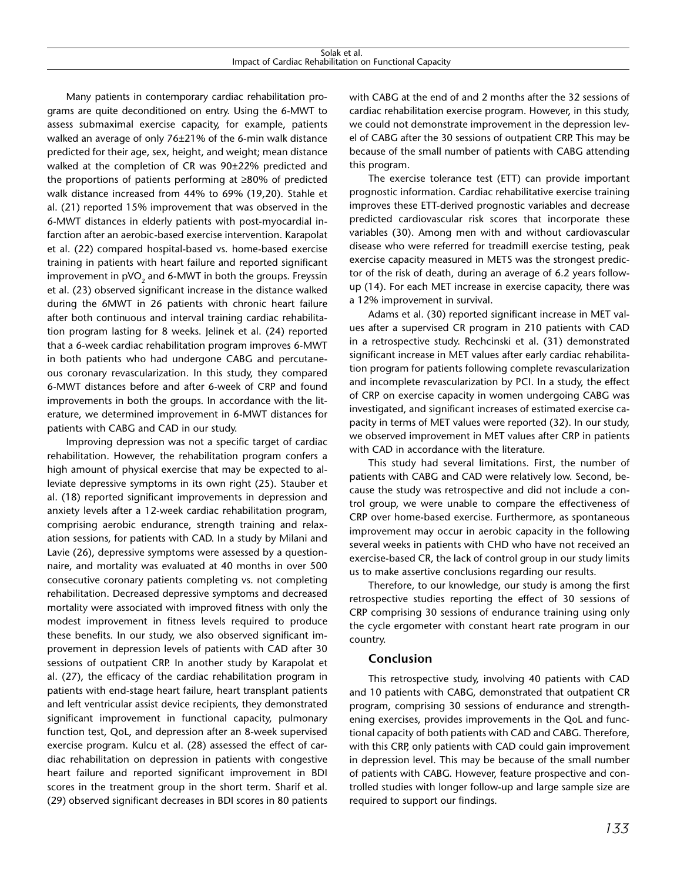Many patients in contemporary cardiac rehabilitation programs are quite deconditioned on entry. Using the 6-MWT to assess submaximal exercise capacity, for example, patients walked an average of only 76±21% of the 6-min walk distance predicted for their age, sex, height, and weight; mean distance walked at the completion of CR was 90±22% predicted and the proportions of patients performing at ≥80% of predicted walk distance increased from 44% to 69% (19,20). Stahle et al. (21) reported 15% improvement that was observed in the 6-MWT distances in elderly patients with post-myocardial infarction after an aerobic-based exercise intervention. Karapolat et al. (22) compared hospital-based vs. home-based exercise training in patients with heart failure and reported significant improvement in $pVO_2$ and 6-MWT in both the groups. Freyssin et al. (23) observed significant increase in the distance walked during the 6MWT in 26 patients with chronic heart failure after both continuous and interval training cardiac rehabilitation program lasting for 8 weeks. Jelinek et al. (24) reported that a 6-week cardiac rehabilitation program improves 6-MWT in both patients who had undergone CABG and percutaneous coronary revascularization. In this study, they compared 6-MWT distances before and after 6-week of CRP and found improvements in both the groups. In accordance with the literature, we determined improvement in 6-MWT distances for patients with CABG and CAD in our study.

Improving depression was not a specific target of cardiac rehabilitation. However, the rehabilitation program confers a high amount of physical exercise that may be expected to alleviate depressive symptoms in its own right (25). Stauber et al. (18) reported significant improvements in depression and anxiety levels after a 12-week cardiac rehabilitation program, comprising aerobic endurance, strength training and relaxation sessions, for patients with CAD. In a study by Milani and Lavie (26), depressive symptoms were assessed by a questionnaire, and mortality was evaluated at 40 months in over 500 consecutive coronary patients completing vs. not completing rehabilitation. Decreased depressive symptoms and decreased mortality were associated with improved fitness with only the modest improvement in fitness levels required to produce these benefits. In our study, we also observed significant improvement in depression levels of patients with CAD after 30 sessions of outpatient CRP. In another study by Karapolat et al. (27), the efficacy of the cardiac rehabilitation program in patients with end-stage heart failure, heart transplant patients and left ventricular assist device recipients, they demonstrated significant improvement in functional capacity, pulmonary function test, QoL, and depression after an 8-week supervised exercise program. Kulcu et al. (28) assessed the effect of cardiac rehabilitation on depression in patients with congestive heart failure and reported significant improvement in BDI scores in the treatment group in the short term. Sharif et al. (29) observed significant decreases in BDI scores in 80 patients with CABG at the end of and 2 months after the 32 sessions of cardiac rehabilitation exercise program. However, in this study, we could not demonstrate improvement in the depression level of CABG after the 30 sessions of outpatient CRP. This may be because of the small number of patients with CABG attending this program.

The exercise tolerance test (ETT) can provide important prognostic information. Cardiac rehabilitative exercise training improves these ETT-derived prognostic variables and decrease predicted cardiovascular risk scores that incorporate these variables (30). Among men with and without cardiovascular disease who were referred for treadmill exercise testing, peak exercise capacity measured in METS was the strongest predictor of the risk of death, during an average of 6.2 years follow-up (14). For each MET increase in exercise capacity, there was a 12% improvement in survival.

Adams et al. (30) reported significant increase in MET values after a supervised CR program in 210 patients with CAD in a retrospective study. Rechcinski et al. (31) demonstrated significant increase in MET values after early cardiac rehabilitation program for patients following complete revascularization and incomplete revascularization by PCI. In a study, the effect of CRP on exercise capacity in women undergoing CABG was investigated, and significant increases of estimated exercise capacity in terms of MET values were reported (32). In our study, we observed improvement in MET values after CRP in patients with CAD in accordance with the literature.

This study had several limitations. First, the number of patients with CABG and CAD were relatively low. Second, because the study was retrospective and did not include a control group, we were unable to compare the effectiveness of CRP over home-based exercise. Furthermore, as spontaneous improvement may occur in aerobic capacity in the following several weeks in patients with CHD who have not received an exercise-based CR, the lack of control group in our study limits us to make assertive conclusions regarding our results.

Therefore, to our knowledge, our study is among the first retrospective studies reporting the effect of 30 sessions of CRP comprising 30 sessions of endurance training using only the cycle ergometer with constant heart rate program in our country.

## Conclusion

This retrospective study, involving 40 patients with CAD and 10 patients with CABG, demonstrated that outpatient CR program, comprising 30 sessions of endurance and strengthening exercises, provides improvements in the QoL and functional capacity of both patients with CAD and CABG. Therefore, with this CRP, only patients with CAD could gain improvement in depression level. This may be because of the small number of patients with CABG. However, feature prospective and controlled studies with longer follow-up and large sample size are required to support our findings.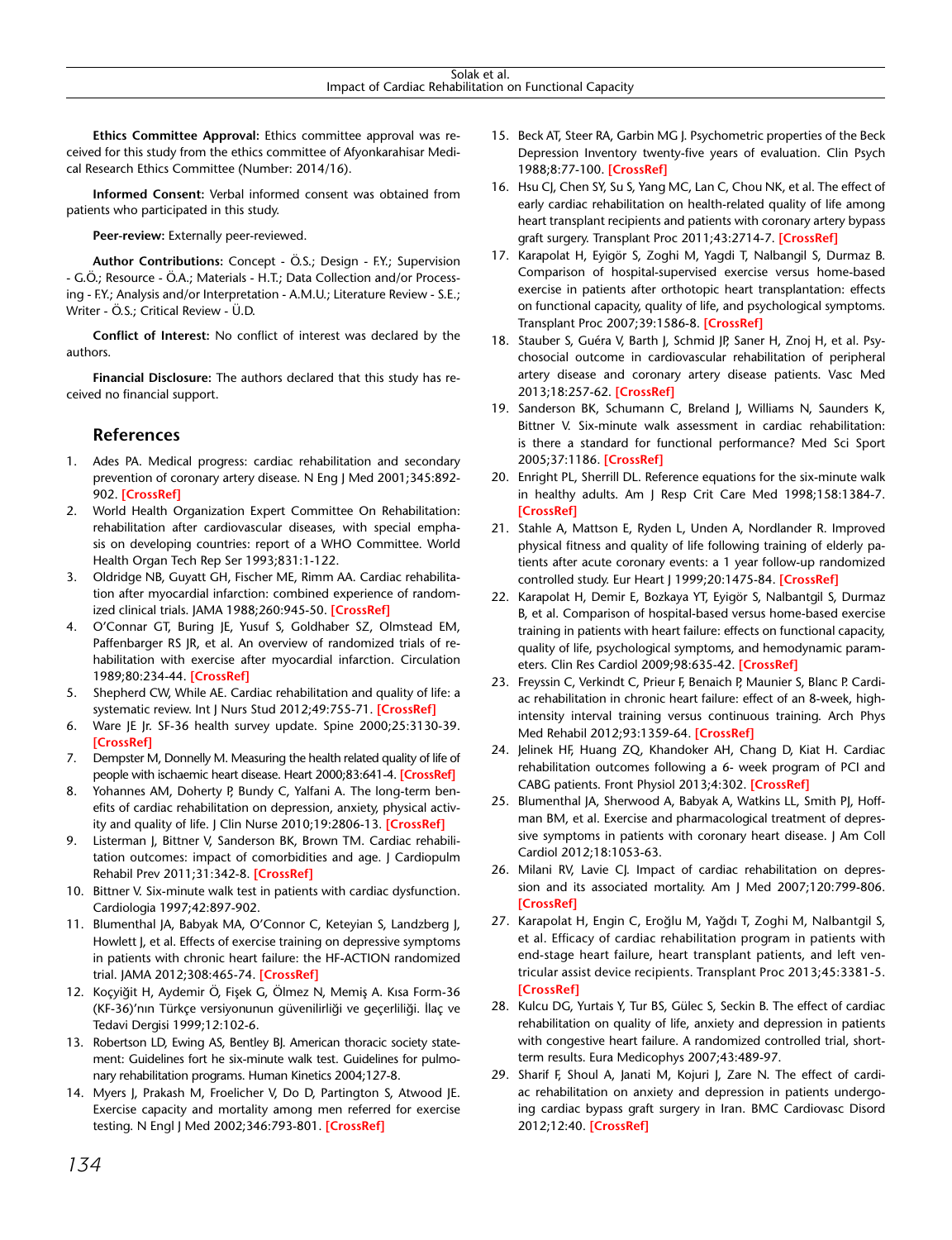**Ethics Committee Approval:** Ethics committee approval was received for this study from the ethics committee of Afyonkarahisar Medical Research Ethics Committee (Number: 2014/16).

**Informed Consent:** Verbal informed consent was obtained from patients who participated in this study.

**Peer-review:** Externally peer-reviewed.

**Author Contributions:** Concept - Ö.S.; Design - F.Y.; Supervision - G.Ö.; Resource - Ö.A.; Materials - H.T.; Data Collection and/or Processing - F.Y.; Analysis and/or Interpretation - A.M.U.; Literature Review - S.E.; Writer - Ö.S.; Critical Review - Ü.D.

**Conflict of Interest:** No conflict of interest was declared by the authors.

**Financial Disclosure:** The authors declared that this study has received no financial support.

## References

1. Ades PA. Medical progress: cardiac rehabilitation and secondary prevention of coronary artery disease. N Eng J Med 2001;345:892-902. [CrossRef]
2. World Health Organization Expert Committee On Rehabilitation: rehabilitation after cardiovascular diseases, with special emphasis on developing countries: report of a WHO Committee. World Health Organ Tech Rep Ser 1993;831:1-122.
3. Oldridge NB, Guyatt GH, Fischer ME, Rimm AA. Cardiac rehabilitation after myocardial infarction: combined experience of randomized clinical trials. JAMA 1988;260:945-50. [CrossRef]
4. O'Connar GT, Buring JE, Yusuf S, Goldhaber SZ, Olmstead EM, Paffenbarger RS JR, et al. An overview of randomized trials of rehabilitation with exercise after myocardial infarction. Circulation 1989;80:234-44. [CrossRef]
5. Shepherd CW, While AE. Cardiac rehabilitation and quality of life: a systematic review. Int J Nurs Stud 2012;49:755-71. [CrossRef]
6. Ware JE Jr. SF-36 health survey update. Spine 2000;25:3130-39. [CrossRef]
7. Dempster M, Donnelly M. Measuring the health related quality of life of people with ischaemic heart disease. Heart 2000;83:641-4. [CrossRef]
8. Yohannes AM, Doherty P, Bundy C, Yalfani A. The long-term benefits of cardiac rehabilitation on depression, anxiety, physical activity and quality of life. J Clin Nurse 2010;19:2806-13. [CrossRef]
9. Listerman J, Bittner V, Sanderson BK, Brown TM. Cardiac rehabilitation outcomes: impact of comorbidities and age. J Cardiopulm Rehabil Prev 2011;31:342-8. [CrossRef]
10. Bittner V. Six-minute walk test in patients with cardiac dysfunction. Cardiologia 1997;42:897-902.
11. Blumenthal JA, Babyak MA, O'Connor C, Keteyian S, Landzberg J, Howlett J, et al. Effects of exercise training on depressive symptoms in patients with chronic heart failure: the HF-ACTION randomized trial. JAMA 2012;308:465-74. [CrossRef]
12. Koçyiğit H, Aydemir Ö, Fişek G, Ölmez N, Memiş A. Kısa Form-36 (KF-36)'nın Türkçe versiyonunun güvenilirliği ve geçerliliği. İlaç ve Tedavi Dergisi 1999;12:102-6.
13. Robertson LD, Ewing AS, Bentley BJ. American thoracic society statement: Guidelines fort he six-minute walk test. Guidelines for pulmonary rehabilitation programs. Human Kinetics 2004;127-8.
14. Myers J, Prakash M, Froelicher V, Do D, Partington S, Atwood JE. Exercise capacity and mortality among men referred for exercise testing. N Engl J Med 2002;346:793-801. [CrossRef]
15. Beck AT, Steer RA, Garbin MG J. Psychometric properties of the Beck Depression Inventory twenty-five years of evaluation. Clin Psych 1988;8:77-100. [CrossRef]
16. Hsu CJ, Chen SY, Su S, Yang MC, Lan C, Chou NK, et al. The effect of early cardiac rehabilitation on health-related quality of life among heart transplant recipients and patients with coronary artery bypass graft surgery. Transplant Proc 2011;43:2714-7. [CrossRef]
17. Karapolat H, Eyigör S, Zoghi M, Yagdi T, Nalbangil S, Durmaz B. Comparison of hospital-supervised exercise versus home-based exercise in patients after orthotopic heart transplantation: effects on functional capacity, quality of life, and psychological symptoms. Transplant Proc 2007;39:1586-8. [CrossRef]
18. Stauber S, Guéra V, Barth J, Schmid JP, Saner H, Znoj H, et al. Psychosocial outcome in cardiovascular rehabilitation of peripheral artery disease and coronary artery disease patients. Vasc Med 2013;18:257-62. [CrossRef]
19. Sanderson BK, Schumann C, Breland J, Williams N, Saunders K, Bittner V. Six-minute walk assessment in cardiac rehabilitation: is there a standard for functional performance? Med Sci Sport 2005;37:1186. [CrossRef]
20. Enright PL, Sherrill DL. Reference equations for the six-minute walk in healthy adults. Am J Resp Crit Care Med 1998;158:1384-7. [CrossRef]
21. Stahle A, Mattson E, Ryden L, Unden A, Nordlander R. Improved physical fitness and quality of life following training of elderly patients after acute coronary events: a 1 year follow-up randomized controlled study. Eur Heart J 1999;20:1475-84. [CrossRef]
22. Karapolat H, Demir E, Bozkaya YT, Eyigör S, Nalbantgil S, Durmaz B, et al. Comparison of hospital-based versus home-based exercise training in patients with heart failure: effects on functional capacity, quality of life, psychological symptoms, and hemodynamic parameters. Clin Res Cardiol 2009;98:635-42. [CrossRef]
23. Freyssin C, Verkindt C, Prieur F, Benaich P, Maunier S, Blanc P. Cardiac rehabilitation in chronic heart failure: effect of an 8-week, high-intensity interval training versus continuous training. Arch Phys Med Rehabil 2012;93:1359-64. [CrossRef]
24. Jelinek HF, Huang ZQ, Khandoker AH, Chang D, Kiat H. Cardiac rehabilitation outcomes following a 6- week program of PCI and CABG patients. Front Physiol 2013;4:302. [CrossRef]
25. Blumenthal JA, Sherwood A, Babyak A, Watkins LL, Smith PJ, Hoffman BM, et al. Exercise and pharmacological treatment of depressive symptoms in patients with coronary heart disease. J Am Coll Cardiol 2012;18:1053-63.
26. Milani RV, Lavie CJ. Impact of cardiac rehabilitation on depression and its associated mortality. Am J Med 2007;120:799-806. [CrossRef]
27. Karapolat H, Engin C, Eroğlu M, Yağdı T, Zoghi M, Nalbantgil S, et al. Efficacy of cardiac rehabilitation program in patients with end-stage heart failure, heart transplant patients, and left ventricular assist device recipients. Transplant Proc 2013;45:3381-5. [CrossRef]
28. Kulcu DG, Yurtais Y, Tur BS, Gülec S, Seckin B. The effect of cardiac rehabilitation on quality of life, anxiety and depression in patients with congestive heart failure. A randomized controlled trial, short-term results. Eura Medicophys 2007;43:489-97.
29. Sharif F, Shoul A, Janati M, Kojuri J, Zare N. The effect of cardiac rehabilitation on anxiety and depression in patients undergoing cardiac bypass graft surgery in Iran. BMC Cardiovasc Disord 2012;12:40. [CrossRef]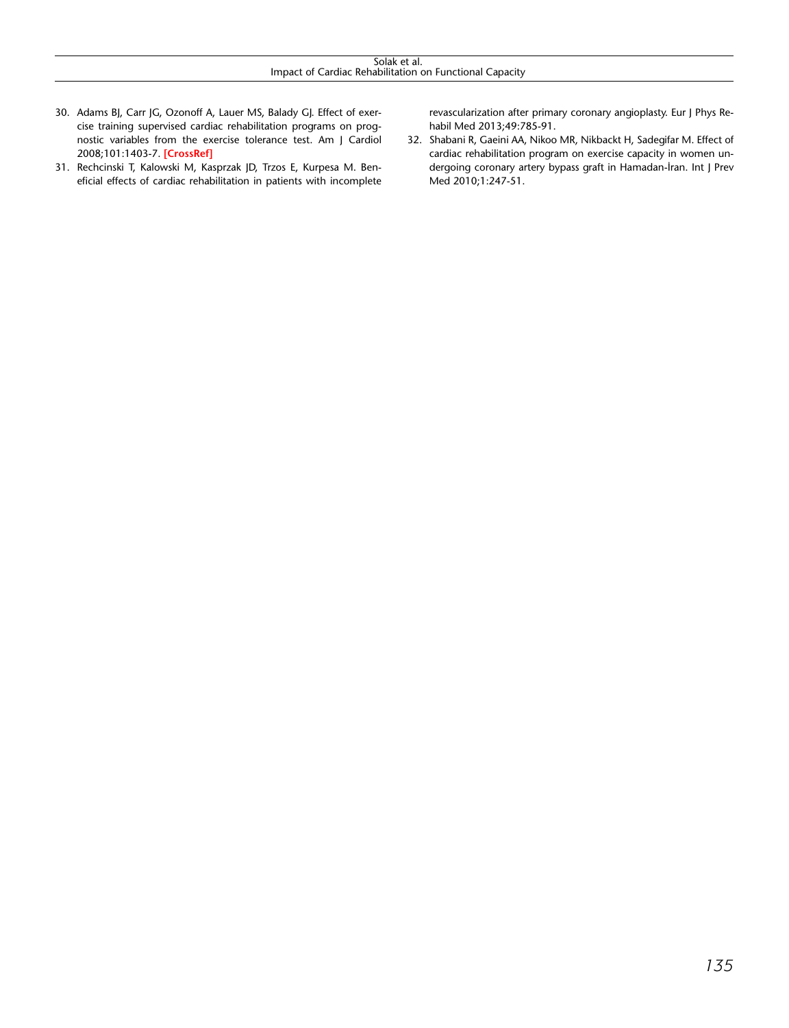30. Adams BJ, Carr JG, Ozonoff A, Lauer MS, Balady GJ. Effect of exercise training supervised cardiac rehabilitation programs on prognostic variables from the exercise tolerance test. Am J Cardiol 2008;101:1403-7. **[CrossRef]**
31. Rechcinski T, Kalowski M, Kasprzak JD, Trzos E, Kurpesa M. Beneficial effects of cardiac rehabilitation in patients with incomplete revascularization after primary coronary angioplasty. Eur J Phys Rehabil Med 2013;49:785-91.
32. Shabani R, Gaeini AA, Nikoo MR, Nikbackt H, Sadegifar M. Effect of cardiac rehabilitation program on exercise capacity in women undergoing coronary artery bypass graft in Hamadan-İran. Int J Prev Med 2010;1:247-51.